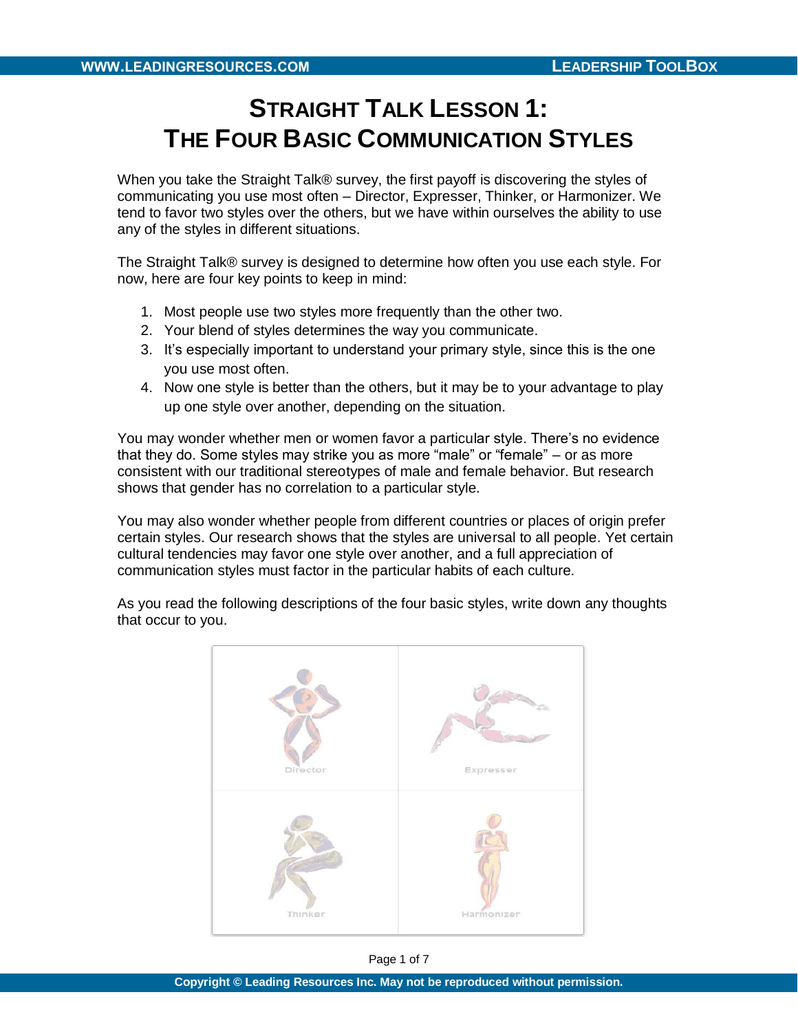# STRAIGHT TALK LESSON 1:
# THE FOUR BASIC COMMUNICATION STYLES

When you take the Straight Talk® survey, the first payoff is discovering the styles of communicating you use most often – Director, Expresser, Thinker, or Harmonizer. We tend to favor two styles over the others, but we have within ourselves the ability to use any of the styles in different situations.

The Straight Talk® survey is designed to determine how often you use each style. For now, here are four key points to keep in mind:

1. Most people use two styles more frequently than the other two.
2. Your blend of styles determines the way you communicate.
3. It's especially important to understand your primary style, since this is the one you use most often.
4. Now one style is better than the others, but it may be to your advantage to play up one style over another, depending on the situation.

You may wonder whether men or women favor a particular style. There's no evidence that they do. Some styles may strike you as more "male" or "female" – or as more consistent with our traditional stereotypes of male and female behavior. But research shows that gender has no correlation to a particular style.

You may also wonder whether people from different countries or places of origin prefer certain styles. Our research shows that the styles are universal to all people. Yet certain cultural tendencies may favor one style over another, and a full appreciation of communication styles must factor in the particular habits of each culture.

As you read the following descriptions of the four basic styles, write down any thoughts that occur to you.

| Director | Expresser |
|---|---|
| Thinker | Harmonizer |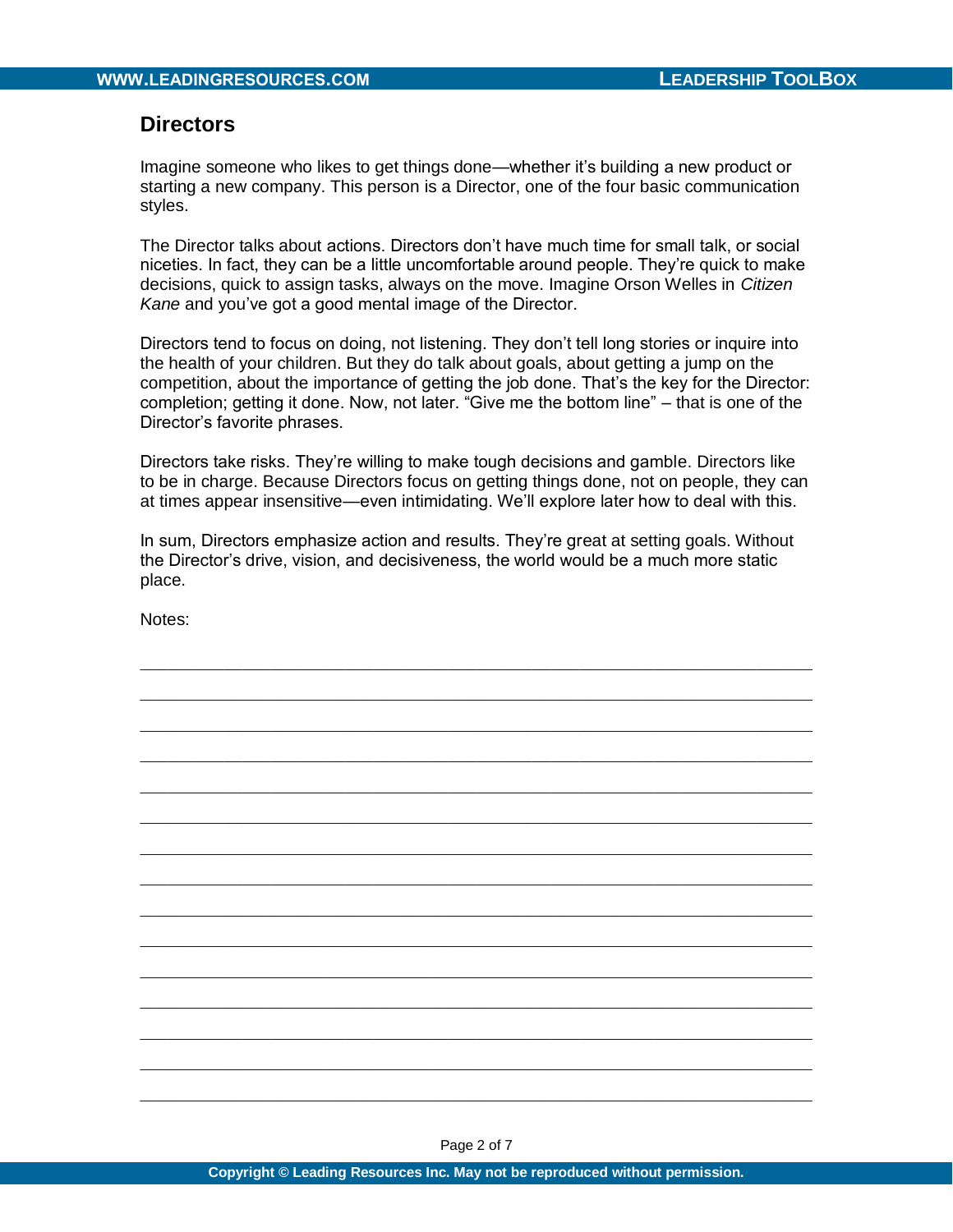## Directors

Imagine someone who likes to get things done—whether it's building a new product or starting a new company. This person is a Director, one of the four basic communication styles.

The Director talks about actions. Directors don't have much time for small talk, or social niceties. In fact, they can be a little uncomfortable around people. They're quick to make decisions, quick to assign tasks, always on the move. Imagine Orson Welles in *Citizen Kane* and you've got a good mental image of the Director.

Directors tend to focus on doing, not listening. They don't tell long stories or inquire into the health of your children. But they do talk about goals, about getting a jump on the competition, about the importance of getting the job done. That's the key for the Director: completion; getting it done. Now, not later. "Give me the bottom line" – that is one of the Director's favorite phrases.

Directors take risks. They're willing to make tough decisions and gamble. Directors like to be in charge. Because Directors focus on getting things done, not on people, they can at times appear insensitive—even intimidating. We'll explore later how to deal with this.

In sum, Directors emphasize action and results. They're great at setting goals. Without the Director's drive, vision, and decisiveness, the world would be a much more static place.

Notes:

______________________________________________________________________

______________________________________________________________________

______________________________________________________________________

______________________________________________________________________

______________________________________________________________________

______________________________________________________________________

______________________________________________________________________

______________________________________________________________________

______________________________________________________________________

______________________________________________________________________

______________________________________________________________________

______________________________________________________________________

______________________________________________________________________

______________________________________________________________________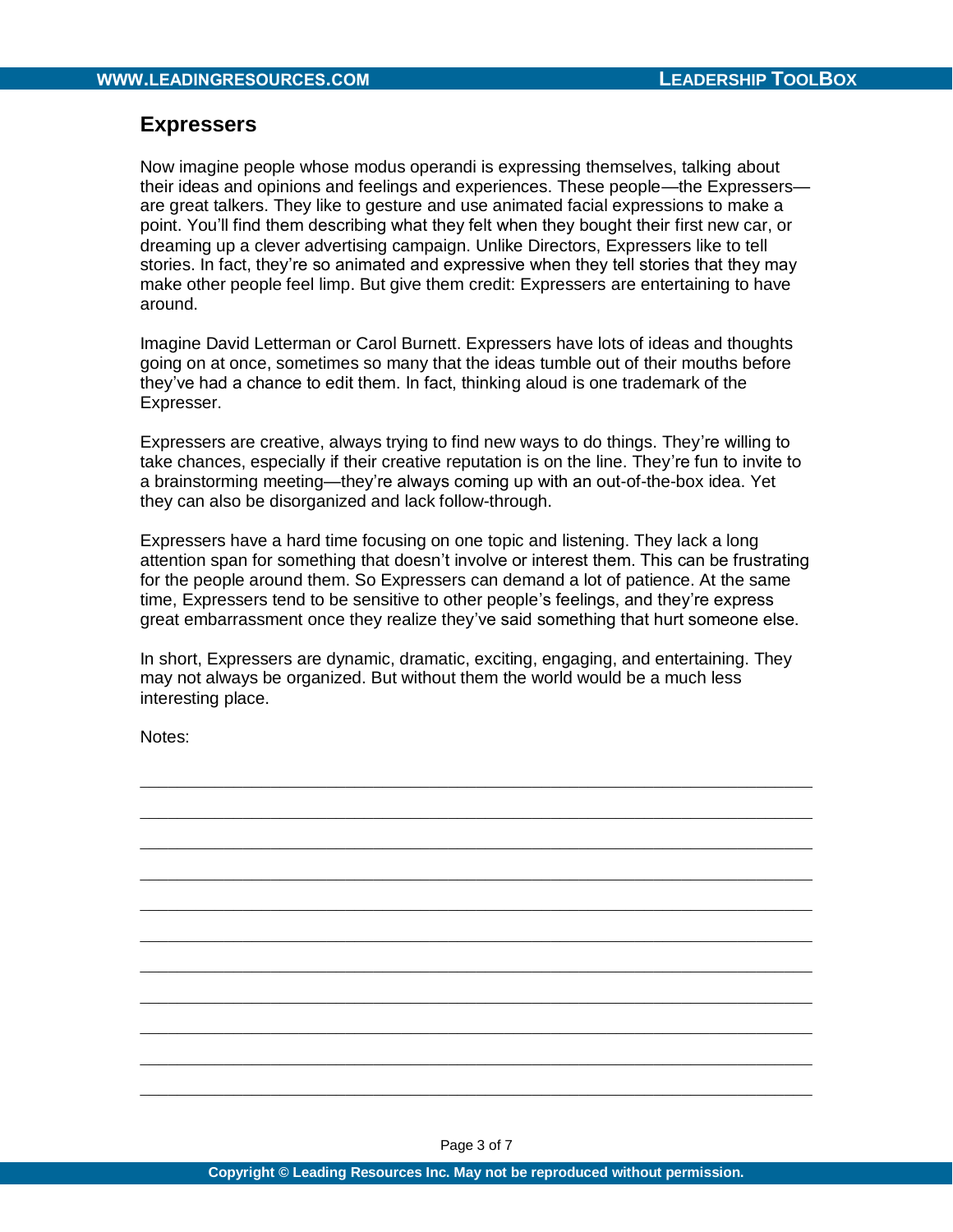## Expressers

Now imagine people whose modus operandi is expressing themselves, talking about their ideas and opinions and feelings and experiences. These people—the Expressers—are great talkers. They like to gesture and use animated facial expressions to make a point. You'll find them describing what they felt when they bought their first new car, or dreaming up a clever advertising campaign. Unlike Directors, Expressers like to tell stories. In fact, they're so animated and expressive when they tell stories that they may make other people feel limp. But give them credit: Expressers are entertaining to have around.

Imagine David Letterman or Carol Burnett. Expressers have lots of ideas and thoughts going on at once, sometimes so many that the ideas tumble out of their mouths before they've had a chance to edit them. In fact, thinking aloud is one trademark of the Expresser.

Expressers are creative, always trying to find new ways to do things. They're willing to take chances, especially if their creative reputation is on the line. They're fun to invite to a brainstorming meeting—they're always coming up with an out-of-the-box idea. Yet they can also be disorganized and lack follow-through.

Expressers have a hard time focusing on one topic and listening. They lack a long attention span for something that doesn't involve or interest them. This can be frustrating for the people around them. So Expressers can demand a lot of patience. At the same time, Expressers tend to be sensitive to other people's feelings, and they're express great embarrassment once they realize they've said something that hurt someone else.

In short, Expressers are dynamic, dramatic, exciting, engaging, and entertaining. They may not always be organized. But without them the world would be a much less interesting place.

Notes:

___________________________________________________________________________

___________________________________________________________________________

___________________________________________________________________________

___________________________________________________________________________

___________________________________________________________________________

___________________________________________________________________________

___________________________________________________________________________

___________________________________________________________________________

___________________________________________________________________________

___________________________________________________________________________

___________________________________________________________________________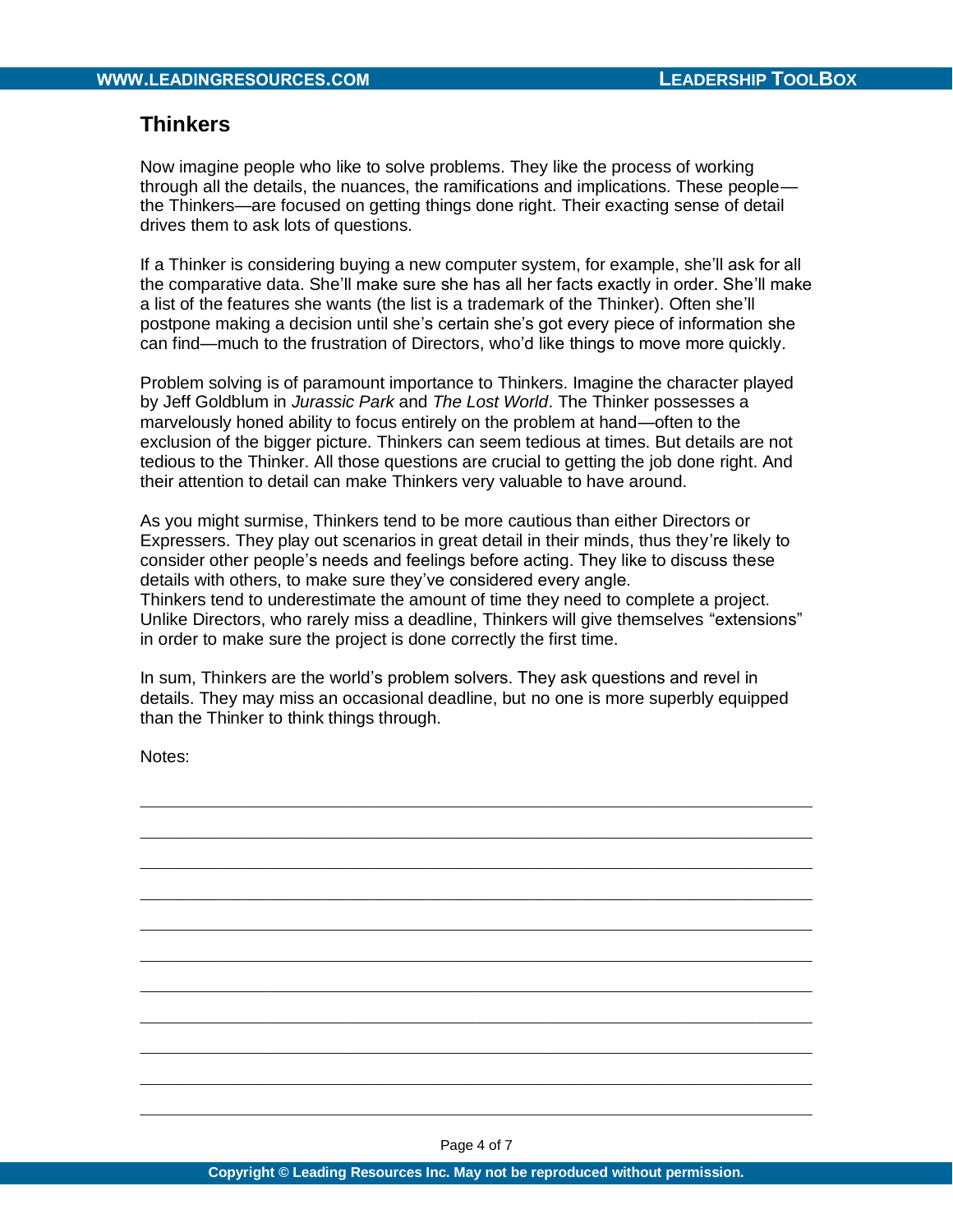## Thinkers

Now imagine people who like to solve problems. They like the process of working through all the details, the nuances, the ramifications and implications. These people—the Thinkers—are focused on getting things done right. Their exacting sense of detail drives them to ask lots of questions.

If a Thinker is considering buying a new computer system, for example, she'll ask for all the comparative data. She'll make sure she has all her facts exactly in order. She'll make a list of the features she wants (the list is a trademark of the Thinker). Often she'll postpone making a decision until she's certain she's got every piece of information she can find—much to the frustration of Directors, who'd like things to move more quickly.

Problem solving is of paramount importance to Thinkers. Imagine the character played by Jeff Goldblum in *Jurassic Park* and *The Lost World*. The Thinker possesses a marvelously honed ability to focus entirely on the problem at hand—often to the exclusion of the bigger picture. Thinkers can seem tedious at times. But details are not tedious to the Thinker. All those questions are crucial to getting the job done right. And their attention to detail can make Thinkers very valuable to have around.

As you might surmise, Thinkers tend to be more cautious than either Directors or Expressers. They play out scenarios in great detail in their minds, thus they're likely to consider other people's needs and feelings before acting. They like to discuss these details with others, to make sure they've considered every angle.
Thinkers tend to underestimate the amount of time they need to complete a project. Unlike Directors, who rarely miss a deadline, Thinkers will give themselves "extensions" in order to make sure the project is done correctly the first time.

In sum, Thinkers are the world's problem solvers. They ask questions and revel in details. They may miss an occasional deadline, but no one is more superbly equipped than the Thinker to think things through.

Notes:

___________________________________________________________________________

___________________________________________________________________________

___________________________________________________________________________

___________________________________________________________________________

___________________________________________________________________________

___________________________________________________________________________

___________________________________________________________________________

___________________________________________________________________________

___________________________________________________________________________

___________________________________________________________________________

___________________________________________________________________________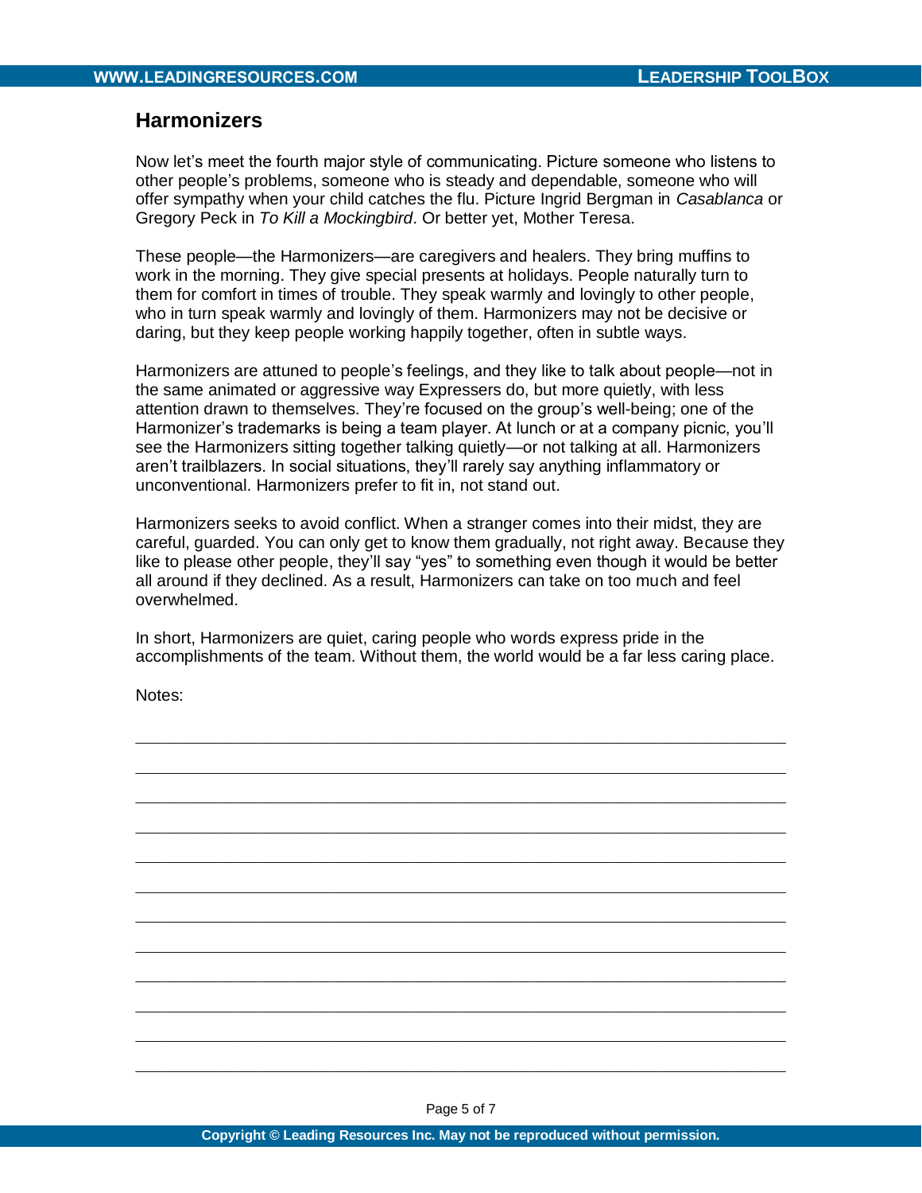## Harmonizers

Now let's meet the fourth major style of communicating. Picture someone who listens to other people's problems, someone who is steady and dependable, someone who will offer sympathy when your child catches the flu. Picture Ingrid Bergman in *Casablanca* or Gregory Peck in *To Kill a Mockingbird*. Or better yet, Mother Teresa.

These people—the Harmonizers—are caregivers and healers. They bring muffins to work in the morning. They give special presents at holidays. People naturally turn to them for comfort in times of trouble. They speak warmly and lovingly to other people, who in turn speak warmly and lovingly of them. Harmonizers may not be decisive or daring, but they keep people working happily together, often in subtle ways.

Harmonizers are attuned to people's feelings, and they like to talk about people—not in the same animated or aggressive way Expressers do, but more quietly, with less attention drawn to themselves. They're focused on the group's well-being; one of the Harmonizer's trademarks is being a team player. At lunch or at a company picnic, you'll see the Harmonizers sitting together talking quietly—or not talking at all. Harmonizers aren't trailblazers. In social situations, they'll rarely say anything inflammatory or unconventional. Harmonizers prefer to fit in, not stand out.

Harmonizers seeks to avoid conflict. When a stranger comes into their midst, they are careful, guarded. You can only get to know them gradually, not right away. Because they like to please other people, they'll say "yes" to something even though it would be better all around if they declined. As a result, Harmonizers can take on too much and feel overwhelmed.

In short, Harmonizers are quiet, caring people who words express pride in the accomplishments of the team. Without them, the world would be a far less caring place.

Notes:

___________________________________________________________________________

___________________________________________________________________________

___________________________________________________________________________

___________________________________________________________________________

___________________________________________________________________________

___________________________________________________________________________

___________________________________________________________________________

___________________________________________________________________________

___________________________________________________________________________

___________________________________________________________________________

___________________________________________________________________________

___________________________________________________________________________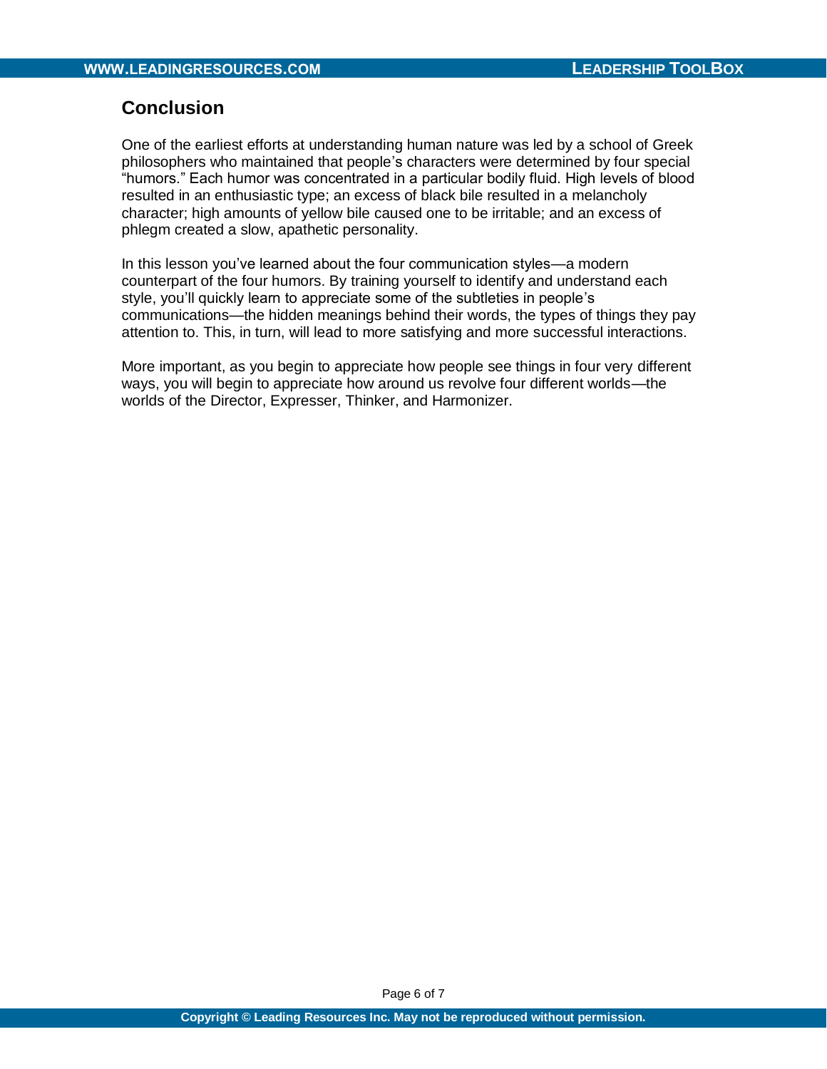## Conclusion

One of the earliest efforts at understanding human nature was led by a school of Greek philosophers who maintained that people's characters were determined by four special "humors." Each humor was concentrated in a particular bodily fluid. High levels of blood resulted in an enthusiastic type; an excess of black bile resulted in a melancholy character; high amounts of yellow bile caused one to be irritable; and an excess of phlegm created a slow, apathetic personality.

In this lesson you've learned about the four communication styles—a modern counterpart of the four humors. By training yourself to identify and understand each style, you'll quickly learn to appreciate some of the subtleties in people's communications—the hidden meanings behind their words, the types of things they pay attention to. This, in turn, will lead to more satisfying and more successful interactions.

More important, as you begin to appreciate how people see things in four very different ways, you will begin to appreciate how around us revolve four different worlds—the worlds of the Director, Expresser, Thinker, and Harmonizer.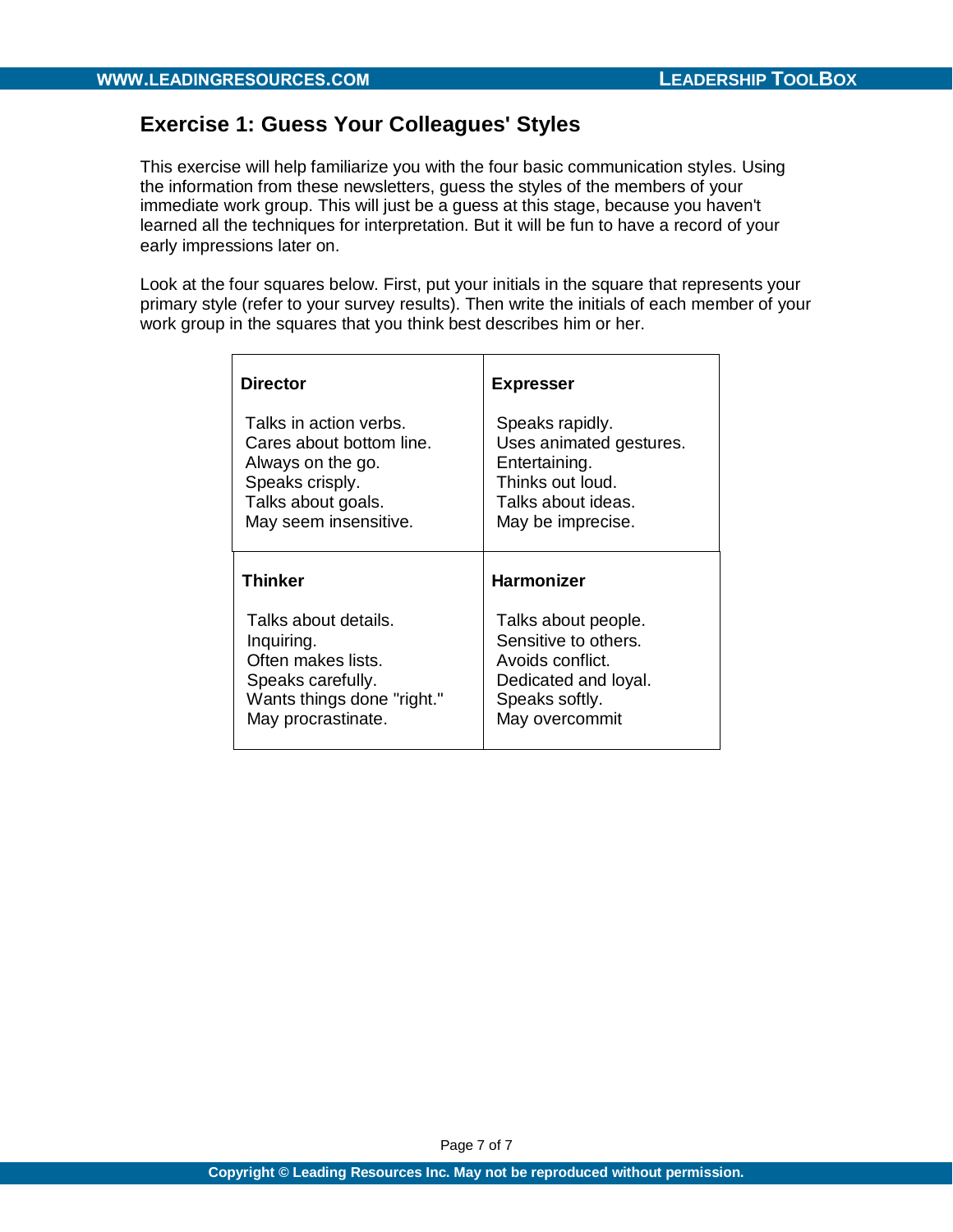## Exercise 1: Guess Your Colleagues' Styles

This exercise will help familiarize you with the four basic communication styles. Using the information from these newsletters, guess the styles of the members of your immediate work group. This will just be a guess at this stage, because you haven't learned all the techniques for interpretation. But it will be fun to have a record of your early impressions later on.

Look at the four squares below. First, put your initials in the square that represents your primary style (refer to your survey results). Then write the initials of each member of your work group in the squares that you think best describes him or her.

| | |
|---|---|
| **Director**<br><br>Talks in action verbs.<br>Cares about bottom line.<br>Always on the go.<br>Speaks crisply.<br>Talks about goals.<br>May seem insensitive. | **Expresser**<br><br>Speaks rapidly.<br>Uses animated gestures.<br>Entertaining.<br>Thinks out loud.<br>Talks about ideas.<br>May be imprecise. |
| **Thinker**<br><br>Talks about details.<br>Inquiring.<br>Often makes lists.<br>Speaks carefully.<br>Wants things done "right."<br>May procrastinate. | **Harmonizer**<br><br>Talks about people.<br>Sensitive to others.<br>Avoids conflict.<br>Dedicated and loyal.<br>Speaks softly.<br>May overcommit |